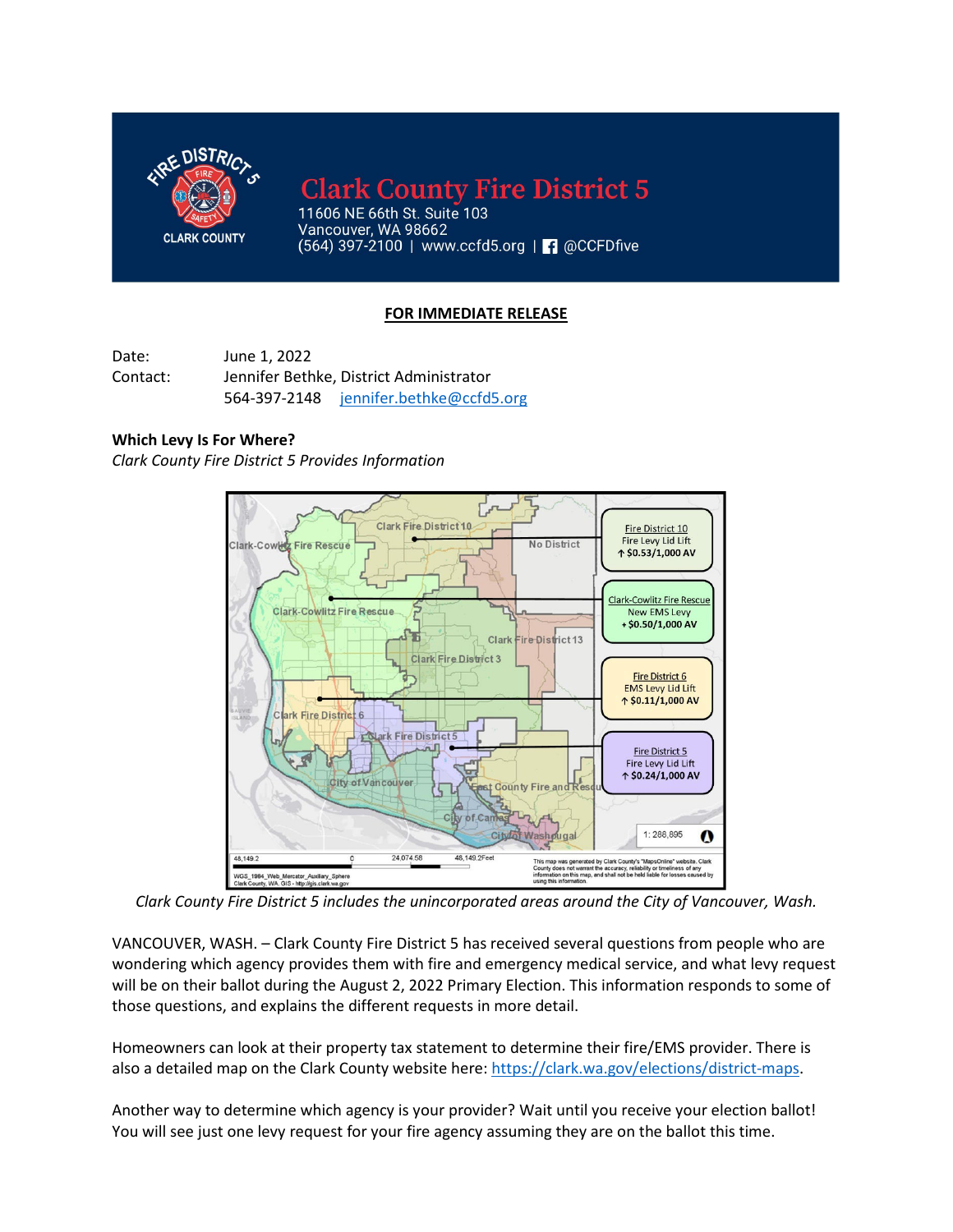# Clark County Fire District 5

11606 NE 66th St. Suite 103
Vancouver, WA 98662
(564) 397-2100 | www.ccfd5.org | @CCFDfive

**FOR IMMEDIATE RELEASE**

Date: June 1, 2022
Contact: Jennifer Bethke, District Administrator
564-397-2148 jennifer.bethke@ccfd5.org

**Which Levy Is For Where?**
*Clark County Fire District 5 Provides Information*

*Clark County Fire District 5 includes the unincorporated areas around the City of Vancouver, Wash.*

VANCOUVER, WASH. – Clark County Fire District 5 has received several questions from people who are wondering which agency provides them with fire and emergency medical service, and what levy request will be on their ballot during the August 2, 2022 Primary Election. This information responds to some of those questions, and explains the different requests in more detail.

Homeowners can look at their property tax statement to determine their fire/EMS provider. There is also a detailed map on the Clark County website here: https://clark.wa.gov/elections/district-maps.

Another way to determine which agency is your provider? Wait until you receive your election ballot! You will see just one levy request for your fire agency assuming they are on the ballot this time.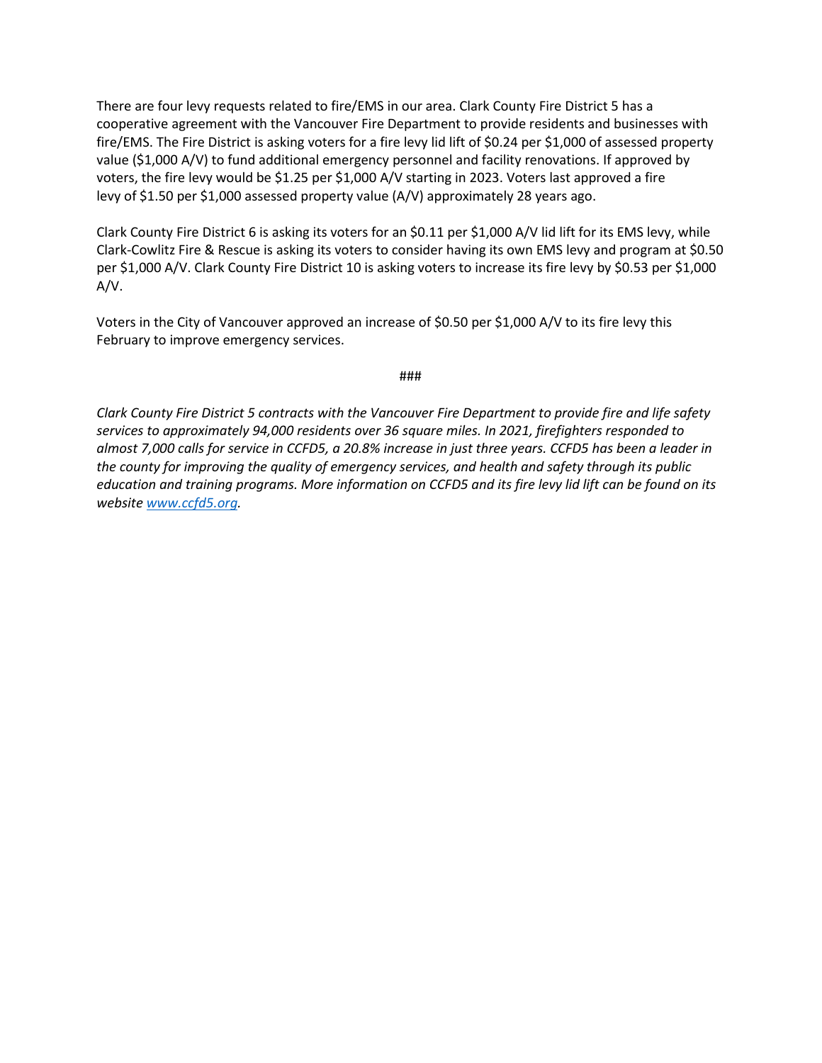There are four levy requests related to fire/EMS in our area. Clark County Fire District 5 has a cooperative agreement with the Vancouver Fire Department to provide residents and businesses with fire/EMS. The Fire District is asking voters for a fire levy lid lift of $0.24 per $1,000 of assessed property value ($1,000 A/V) to fund additional emergency personnel and facility renovations. If approved by voters, the fire levy would be $1.25 per $1,000 A/V starting in 2023. Voters last approved a fire levy of $1.50 per $1,000 assessed property value (A/V) approximately 28 years ago.

Clark County Fire District 6 is asking its voters for an $0.11 per $1,000 A/V lid lift for its EMS levy, while Clark-Cowlitz Fire & Rescue is asking its voters to consider having its own EMS levy and program at $0.50 per $1,000 A/V. Clark County Fire District 10 is asking voters to increase its fire levy by $0.53 per $1,000 A/V.

Voters in the City of Vancouver approved an increase of $0.50 per $1,000 A/V to its fire levy this February to improve emergency services.

###

*Clark County Fire District 5 contracts with the Vancouver Fire Department to provide fire and life safety services to approximately 94,000 residents over 36 square miles. In 2021, firefighters responded to almost 7,000 calls for service in CCFD5, a 20.8% increase in just three years. CCFD5 has been a leader in the county for improving the quality of emergency services, and health and safety through its public education and training programs. More information on CCFD5 and its fire levy lid lift can be found on its website [www.ccfd5.org](http://www.ccfd5.org).*